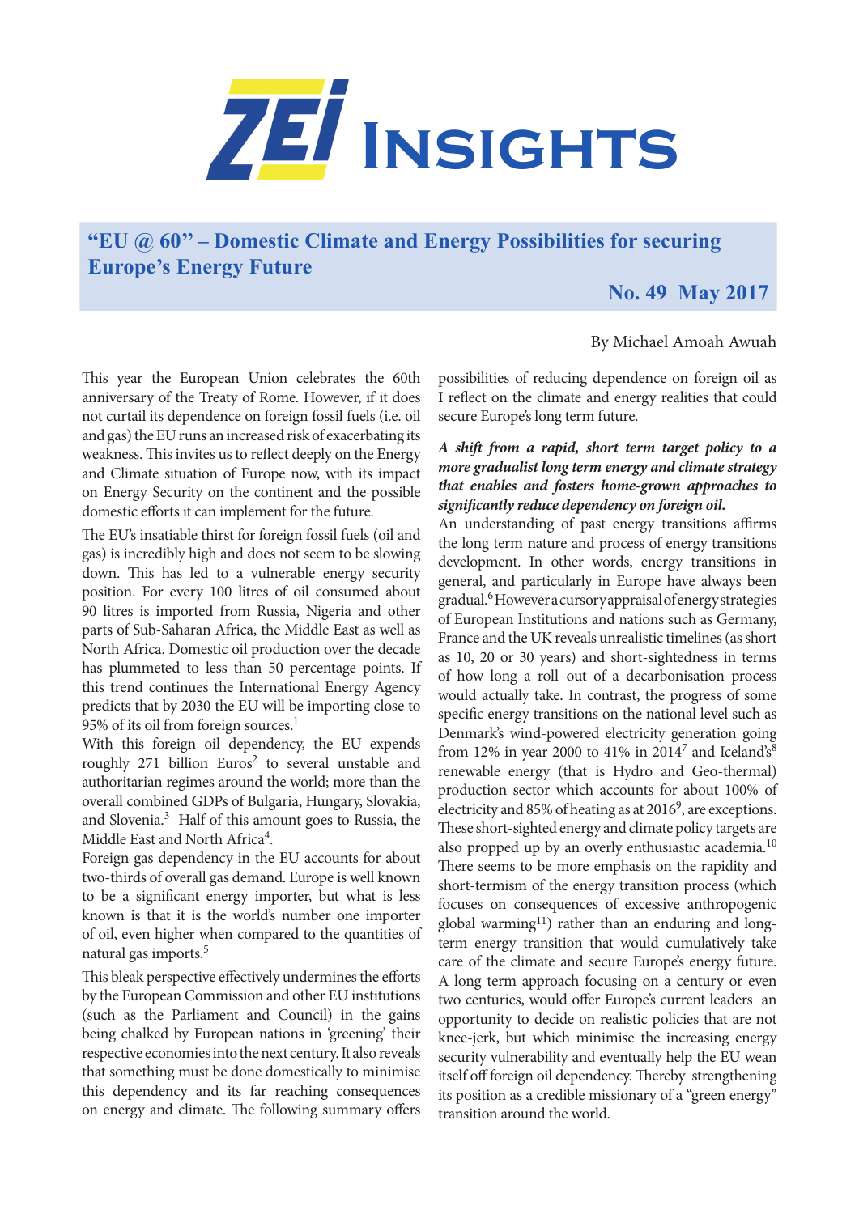# ZEI Insights

## "EU @ 60" – Domestic Climate and Energy Possibilities for securing Europe's Energy Future

**No. 49 May 2017**

By Michael Amoah Awuah

This year the European Union celebrates the 60th anniversary of the Treaty of Rome. However, if it does not curtail its dependence on foreign fossil fuels (i.e. oil and gas) the EU runs an increased risk of exacerbating its weakness. This invites us to reflect deeply on the Energy and Climate situation of Europe now, with its impact on Energy Security on the continent and the possible domestic efforts it can implement for the future.

The EU's insatiable thirst for foreign fossil fuels (oil and gas) is incredibly high and does not seem to be slowing down. This has led to a vulnerable energy security position. For every 100 litres of oil consumed about 90 litres is imported from Russia, Nigeria and other parts of Sub-Saharan Africa, the Middle East as well as North Africa. Domestic oil production over the decade has plummeted to less than 50 percentage points. If this trend continues the International Energy Agency predicts that by 2030 the EU will be importing close to 95% of its oil from foreign sources.[1]

With this foreign oil dependency, the EU expends roughly 271 billion Euros[2] to several unstable and authoritarian regimes around the world; more than the overall combined GDPs of Bulgaria, Hungary, Slovakia, and Slovenia.[3] Half of this amount goes to Russia, the Middle East and North Africa[4].

Foreign gas dependency in the EU accounts for about two-thirds of overall gas demand. Europe is well known to be a significant energy importer, but what is less known is that it is the world's number one importer of oil, even higher when compared to the quantities of natural gas imports.[5]

This bleak perspective effectively undermines the efforts by the European Commission and other EU institutions (such as the Parliament and Council) in the gains being chalked by European nations in 'greening' their respective economies into the next century. It also reveals that something must be done domestically to minimise this dependency and its far reaching consequences on energy and climate. The following summary offers possibilities of reducing dependence on foreign oil as I reflect on the climate and energy realities that could secure Europe's long term future.

***A shift from a rapid, short term target policy to a more gradualist long term energy and climate strategy that enables and fosters home-grown approaches to significantly reduce dependency on foreign oil.***

An understanding of past energy transitions affirms the long term nature and process of energy transitions development. In other words, energy transitions in general, and particularly in Europe have always been gradual.[6] However a cursory appraisal of energy strategies of European Institutions and nations such as Germany, France and the UK reveals unrealistic timelines (as short as 10, 20 or 30 years) and short-sightedness in terms of how long a roll–out of a decarbonisation process would actually take. In contrast, the progress of some specific energy transitions on the national level such as Denmark's wind-powered electricity generation going from 12% in year 2000 to 41% in 2014[7] and Iceland's[8] renewable energy (that is Hydro and Geo-thermal) production sector which accounts for about 100% of electricity and 85% of heating as at 2016[9], are exceptions. These short-sighted energy and climate policy targets are also propped up by an overly enthusiastic academia.[10] There seems to be more emphasis on the rapidity and short-termism of the energy transition process (which focuses on consequences of excessive anthropogenic global warming[11]) rather than an enduring and long-term energy transition that would cumulatively take care of the climate and secure Europe's energy future. A long term approach focusing on a century or even two centuries, would offer Europe's current leaders an opportunity to decide on realistic policies that are not knee-jerk, but which minimise the increasing energy security vulnerability and eventually help the EU wean itself off foreign oil dependency. Thereby strengthening its position as a credible missionary of a "green energy" transition around the world.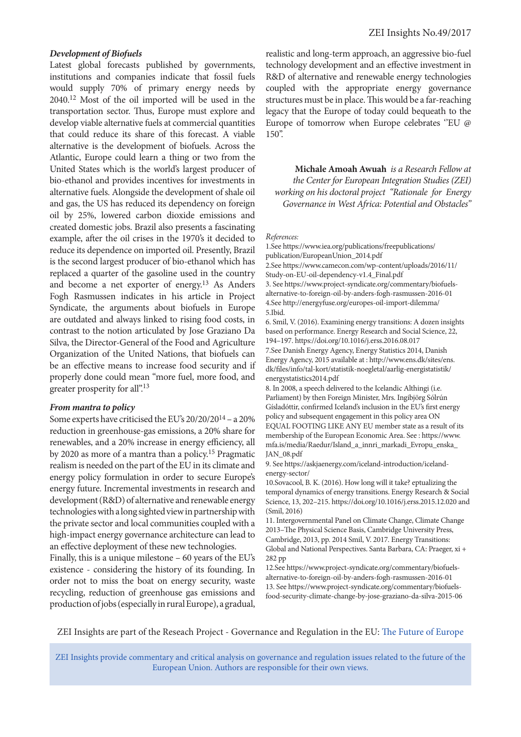### *Development of Biofuels*

Latest global forecasts published by governments, institutions and companies indicate that fossil fuels would supply 70% of primary energy needs by 2040.[12] Most of the oil imported will be used in the transportation sector. Thus, Europe must explore and develop viable alternative fuels at commercial quantities that could reduce its share of this forecast. A viable alternative is the development of biofuels. Across the Atlantic, Europe could learn a thing or two from the United States which is the world's largest producer of bio-ethanol and provides incentives for investments in alternative fuels. Alongside the development of shale oil and gas, the US has reduced its dependency on foreign oil by 25%, lowered carbon dioxide emissions and created domestic jobs. Brazil also presents a fascinating example, after the oil crises in the 1970's it decided to reduce its dependence on imported oil. Presently, Brazil is the second largest producer of bio-ethanol which has replaced a quarter of the gasoline used in the country and become a net exporter of energy.[13] As Anders Fogh Rasmussen indicates in his article in Project Syndicate, the arguments about biofuels in Europe are outdated and always linked to rising food costs, in contrast to the notion articulated by Jose Graziano Da Silva, the Director-General of the Food and Agriculture Organization of the United Nations, that biofuels can be an effective means to increase food security and if properly done could mean "more fuel, more food, and greater prosperity for all".[13]

### *From mantra to policy*

Some experts have criticised the EU's 20/20/20[14] – a 20% reduction in greenhouse-gas emissions, a 20% share for renewables, and a 20% increase in energy efficiency, all by 2020 as more of a mantra than a policy.[15] Pragmatic realism is needed on the part of the EU in its climate and energy policy formulation in order to secure Europe's energy future. Incremental investments in research and development (R&D) of alternative and renewable energy technologies with a long sighted view in partnership with the private sector and local communities coupled with a high-impact energy governance architecture can lead to an effective deployment of these new technologies.

Finally, this is a unique milestone – 60 years of the EU's existence - considering the history of its founding. In order not to miss the boat on energy security, waste recycling, reduction of greenhouse gas emissions and production of jobs (especially in rural Europe), a gradual, realistic and long-term approach, an aggressive bio-fuel technology development and an effective investment in R&D of alternative and renewable energy technologies coupled with the appropriate energy governance structures must be in place. This would be a far-reaching legacy that the Europe of today could bequeath to the Europe of tomorrow when Europe celebrates ''EU @ 150".

**Michale Amoah Awuah** *is a Research Fellow at the Center for European Integration Studies (ZEI) working on his doctoral project "Rationale for Energy Governance in West Africa: Potential and Obstacles"*

*References:*

1.See https://www.iea.org/publications/freepublications/publication/EuropeanUnion_2014.pdf

2.See https://www.camecon.com/wp-content/uploads/2016/11/Study-on-EU-oil-dependency-v1.4_Final.pdf

3. See https://www.project-syndicate.org/commentary/biofuels-alternative-to-foreign-oil-by-anders-fogh-rasmussen-2016-01

4.See http://energyfuse.org/europes-oil-import-dilemma/

5.Ibid.

6. Smil, V. (2016). Examining energy transitions: A dozen insights based on performance. Energy Research and Social Science, 22, 194–197. https://doi.org/10.1016/j.erss.2016.08.017

7.See Danish Energy Agency, Energy Statistics 2014, Danish Energy Agency, 2015 available at : http://www.ens.dk/sites/ens.dk/files/info/tal-kort/statistik-noegletal/aarlig-energistatistik/energystatistics2014.pdf

8. In 2008, a speech delivered to the Icelandic Althingi (i.e. Parliament) by then Foreign Minister, Mrs. Ingibjörg Sólrún Gísladóttir, confirmed Iceland's inclusion in the EU's first energy policy and subsequent engagement in this policy area ON EQUAL FOOTING LIKE ANY EU member state as a result of its membership of the European Economic Area. See : https://www.mfa.is/media/Raedur/Island_a_innri_markadi_Evropu_enska_JAN_08.pdf

9. See https://askjaenergy.com/iceland-introduction/iceland-energy-sector/

10.Sovacool, B. K. (2016). How long will it take? eptualizing the temporal dynamics of energy transitions. Energy Research & Social Science, 13, 202–215. https://doi.org/10.1016/j.erss.2015.12.020 and (Smil, 2016)

11. Intergovernmental Panel on Climate Change, Climate Change 2013–The Physical Science Basis, Cambridge University Press, Cambridge, 2013, pp. 2014 Smil, V. 2017. Energy Transitions: Global and National Perspectives. Santa Barbara, CA: Praeger, xi + 282 pp

12.See https://www.project-syndicate.org/commentary/biofuels-alternative-to-foreign-oil-by-anders-fogh-rasmussen-2016-01

13. See https://www.project-syndicate.org/commentary/biofuels-food-security-climate-change-by-jose-graziano-da-silva-2015-06

ZEI Insights are part of the Reseach Project - Governance and Regulation in the EU: The Future of Europe

ZEI Insights provide commentary and critical analysis on governance and regulation issues related to the future of the European Union. Authors are responsible for their own views.